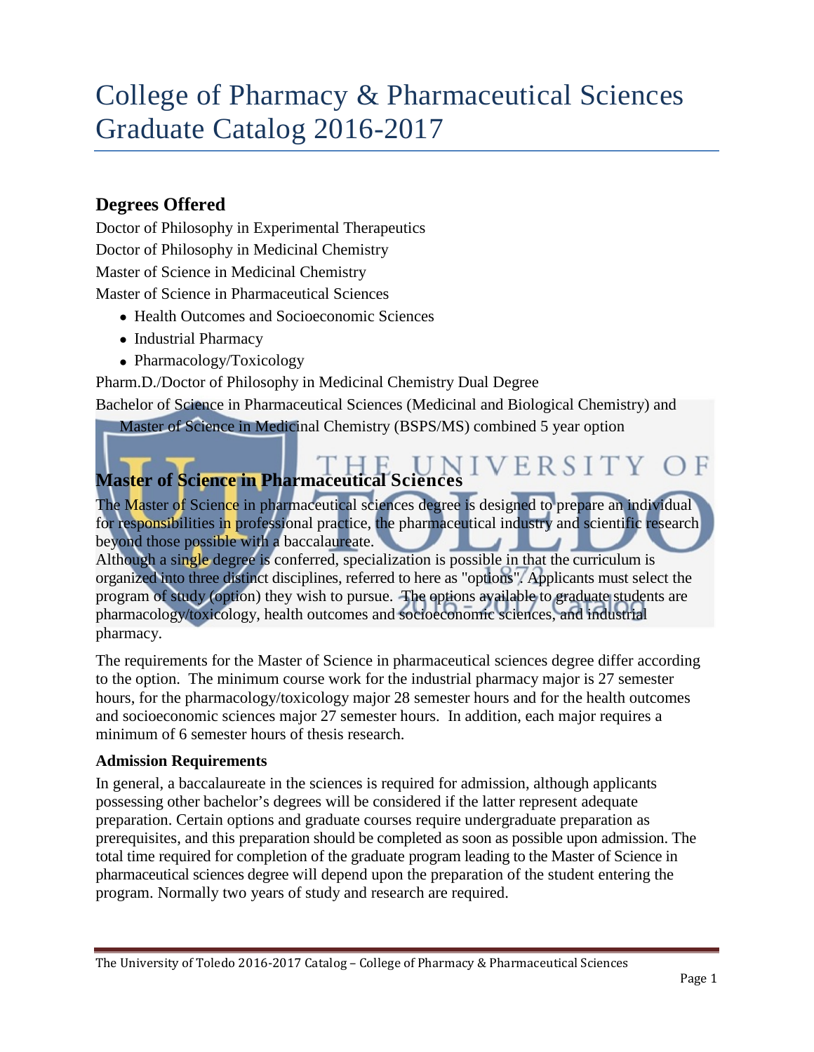# College of Pharmacy & Pharmaceutical Sciences Graduate Catalog 2016-2017

## Degrees Offered

Doctor of Philosophy in Experimental Therapeutics

Doctor of Philosophy in Medicinal Chemistry

Master of Science in Medicinal Chemistry

Master of Science in Pharmaceutical Sciences

- Health Outcomes and Socioeconomic Sciences
- Industrial Pharmacy
- Pharmacology/Toxicology

Pharm.D./Doctor of Philosophy in Medicinal Chemistry Dual Degree

Bachelor of Science in Pharmaceutical Sciences (Medicinal and Biological Chemistry) and Master of Science in Medicinal Chemistry (BSPS/MS) combined 5 year option

## Master of Science in Pharmaceutical Sciences

The Master of Science in pharmaceutical sciences degree is designed to prepare an individual for responsibilities in professional practice, the pharmaceutical industry and scientific research beyond those possible with a baccalaureate.

Although a single degree is conferred, specialization is possible in that the curriculum is organized into three distinct disciplines, referred to here as "options". Applicants must select the program of study (option) they wish to pursue. The options available to graduate students are pharmacology/toxicology, health outcomes and socioeconomic sciences, and industrial pharmacy.

The requirements for the Master of Science in pharmaceutical sciences degree differ according to the option. The minimum course work for the industrial pharmacy major is 27 semester hours, for the pharmacology/toxicology major 28 semester hours and for the health outcomes and socioeconomic sciences major 27 semester hours. In addition, each major requires a minimum of 6 semester hours of thesis research.

### Admission Requirements

In general, a baccalaureate in the sciences is required for admission, although applicants possessing other bachelor's degrees will be considered if the latter represent adequate preparation. Certain options and graduate courses require undergraduate preparation as prerequisites, and this preparation should be completed as soon as possible upon admission. The total time required for completion of the graduate program leading to the Master of Science in pharmaceutical sciences degree will depend upon the preparation of the student entering the program. Normally two years of study and research are required.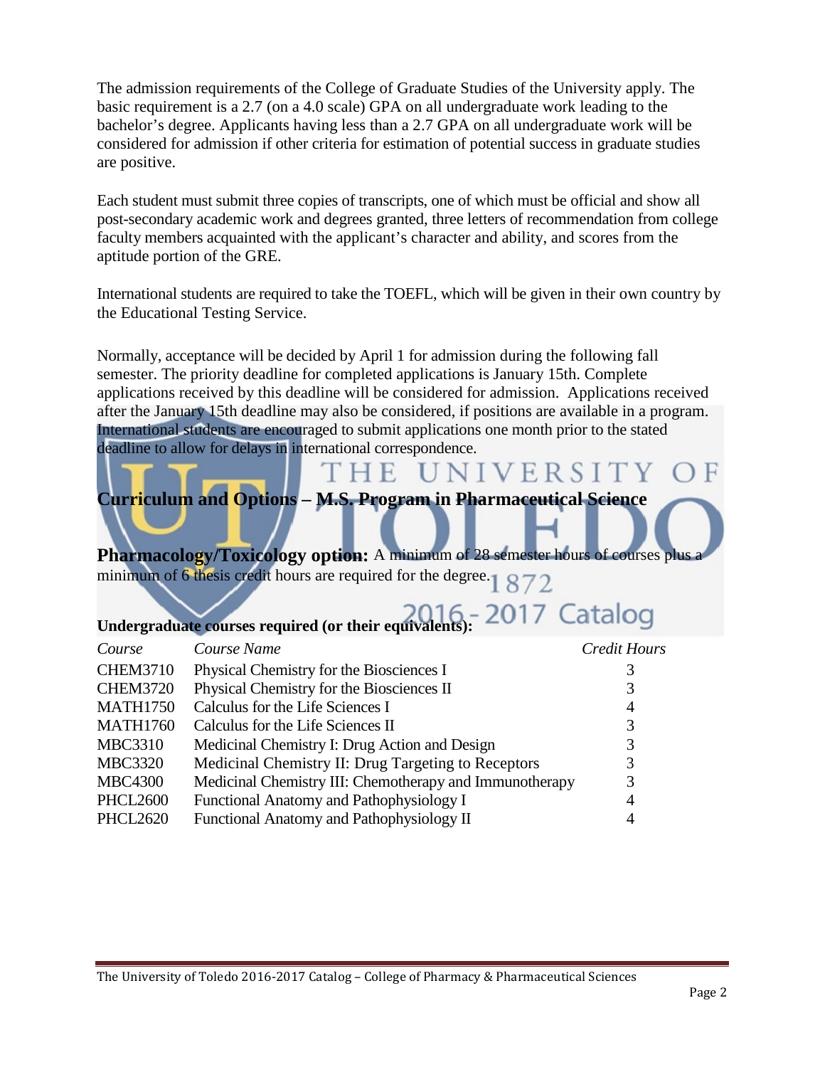The admission requirements of the College of Graduate Studies of the University apply. The basic requirement is a 2.7 (on a 4.0 scale) GPA on all undergraduate work leading to the bachelor's degree. Applicants having less than a 2.7 GPA on all undergraduate work will be considered for admission if other criteria for estimation of potential success in graduate studies are positive.

Each student must submit three copies of transcripts, one of which must be official and show all post-secondary academic work and degrees granted, three letters of recommendation from college faculty members acquainted with the applicant's character and ability, and scores from the aptitude portion of the GRE.

International students are required to take the TOEFL, which will be given in their own country by the Educational Testing Service.

Normally, acceptance will be decided by April 1 for admission during the following fall semester. The priority deadline for completed applications is January 15th. Complete applications received by this deadline will be considered for admission. Applications received after the January 15th deadline may also be considered, if positions are available in a program. International students are encouraged to submit applications one month prior to the stated deadline to allow for delays in international correspondence.

## Curriculum and Options – M.S. Program in Pharmaceutical Science

**Pharmacology/Toxicology option:** A minimum of 28 semester hours of courses plus a minimum of 6 thesis credit hours are required for the degree.

**Undergraduate courses required (or their equivalents):**

| *Course* | *Course Name* | *Credit Hours* |
|---|---|---|
| CHEM3710 | Physical Chemistry for the Biosciences I | 3 |
| CHEM3720 | Physical Chemistry for the Biosciences II | 3 |
| MATH1750 | Calculus for the Life Sciences I | 4 |
| MATH1760 | Calculus for the Life Sciences II | 3 |
| MBC3310 | Medicinal Chemistry I: Drug Action and Design | 3 |
| MBC3320 | Medicinal Chemistry II: Drug Targeting to Receptors | 3 |
| MBC4300 | Medicinal Chemistry III: Chemotherapy and Immunotherapy | 3 |
| PHCL2600 | Functional Anatomy and Pathophysiology I | 4 |
| PHCL2620 | Functional Anatomy and Pathophysiology II | 4 |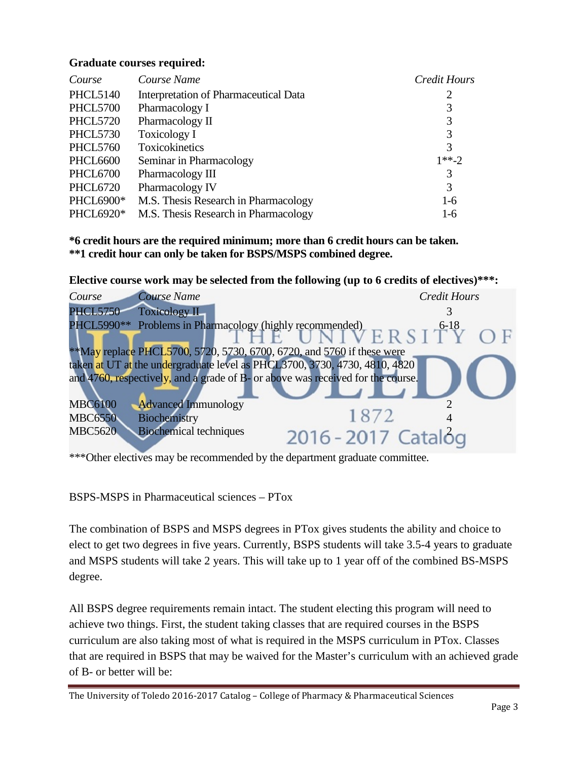**Graduate courses required:**

| *Course* | *Course Name* | *Credit Hours* |
|---|---|---|
| PHCL5140 | Interpretation of Pharmaceutical Data | 2 |
| PHCL5700 | Pharmacology I | 3 |
| PHCL5720 | Pharmacology II | 3 |
| PHCL5730 | Toxicology I | 3 |
| PHCL5760 | Toxicokinetics | 3 |
| PHCL6600 | Seminar in Pharmacology | 1**-2 |
| PHCL6700 | Pharmacology III | 3 |
| PHCL6720 | Pharmacology IV | 3 |
| PHCL6900* | M.S. Thesis Research in Pharmacology | 1-6 |
| PHCL6920* | M.S. Thesis Research in Pharmacology | 1-6 |

**\*6 credit hours are the required minimum; more than 6 credit hours can be taken.**
**\*\*1 credit hour can only be taken for BSPS/MSPS combined degree.**

**Elective course work may be selected from the following (up to 6 credits of electives)\*\*\*:**

| *Course* | *Course Name* | *Credit Hours* |
|---|---|---|
| PHCL5750 | Toxicology II | 3 |
| PHCL5990** | Problems in Pharmacology (highly recommended) | 6-18 |

**May replace PHCL5700, 5720, 5730, 6700, 6720, and 5760 if these were taken at UT at the undergraduate level as PHCL3700, 3730, 4730, 4810, 4820 and 4760, respectively, and a grade of B- or above was received for the course.

| *Course* | *Course Name* | *Credit Hours* |
|---|---|---|
| MBC6100 | Advanced Immunology | 2 |
| MBC6550 | Biochemistry | 4 |
| MBC5620 | Biochemical techniques | 2 |

***Other electives may be recommended by the department graduate committee.

BSPS-MSPS in Pharmaceutical sciences – PTox

The combination of BSPS and MSPS degrees in PTox gives students the ability and choice to elect to get two degrees in five years. Currently, BSPS students will take 3.5-4 years to graduate and MSPS students will take 2 years. This will take up to 1 year off of the combined BS-MSPS degree.

All BSPS degree requirements remain intact. The student electing this program will need to achieve two things. First, the student taking classes that are required courses in the BSPS curriculum are also taking most of what is required in the MSPS curriculum in PTox. Classes that are required in BSPS that may be waived for the Master's curriculum with an achieved grade of B- or better will be: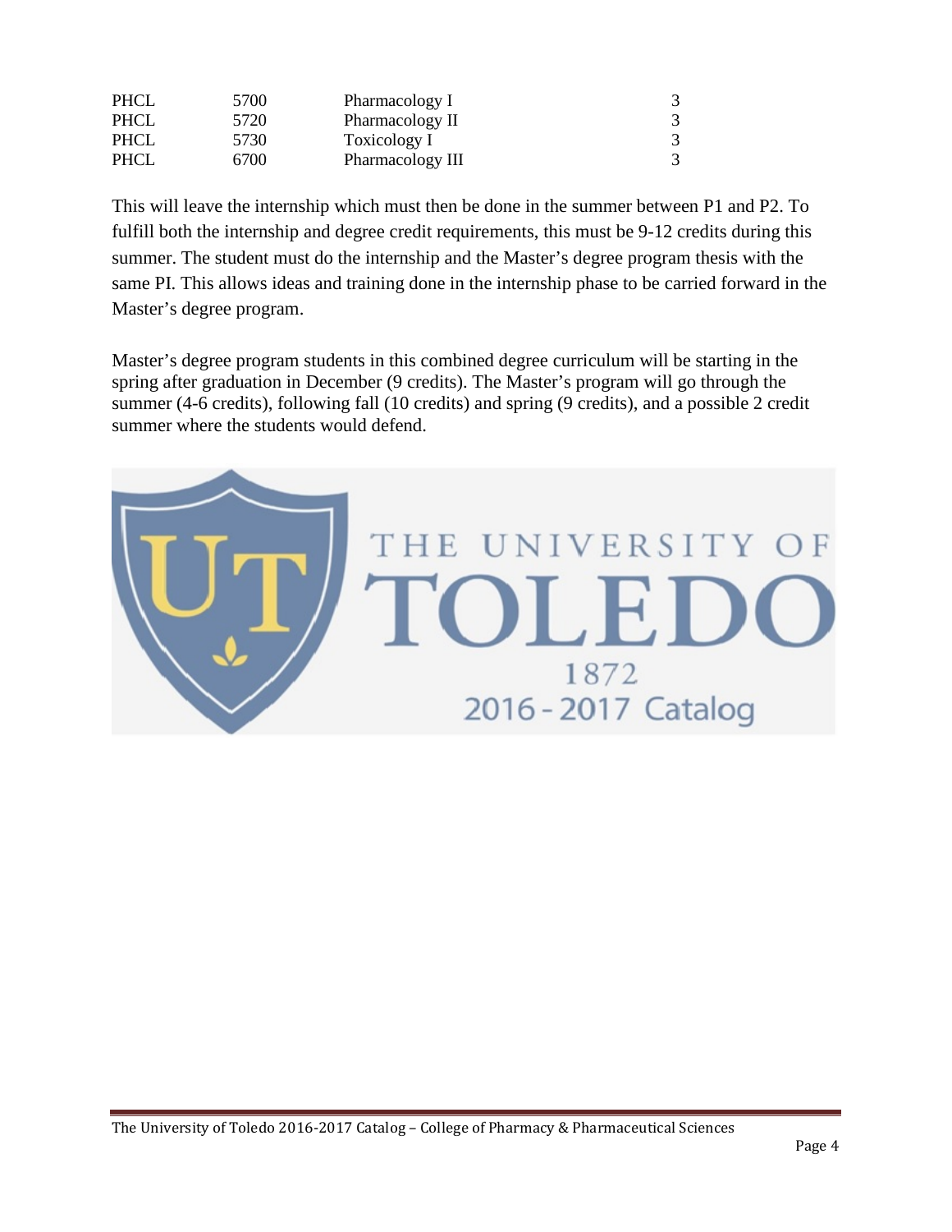| PHCL | 5700 | Pharmacology I | 3 |
|---|---|---|---|
| PHCL | 5720 | Pharmacology II | 3 |
| PHCL | 5730 | Toxicology I | 3 |
| PHCL | 6700 | Pharmacology III | 3 |

This will leave the internship which must then be done in the summer between P1 and P2. To fulfill both the internship and degree credit requirements, this must be 9-12 credits during this summer. The student must do the internship and the Master's degree program thesis with the same PI. This allows ideas and training done in the internship phase to be carried forward in the Master's degree program.

Master's degree program students in this combined degree curriculum will be starting in the spring after graduation in December (9 credits). The Master's program will go through the summer (4-6 credits), following fall (10 credits) and spring (9 credits), and a possible 2 credit summer where the students would defend.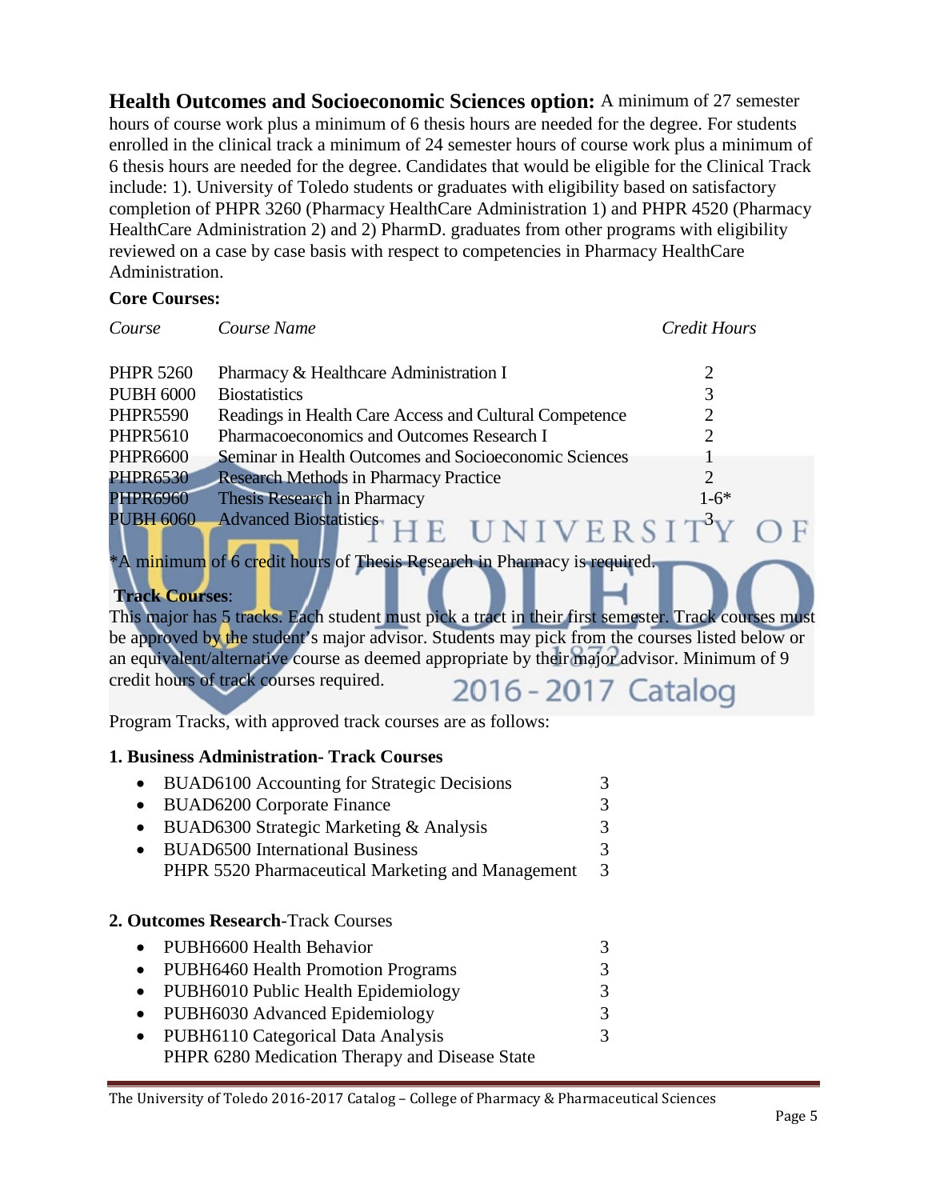**Health Outcomes and Socioeconomic Sciences option:** A minimum of 27 semester hours of course work plus a minimum of 6 thesis hours are needed for the degree. For students enrolled in the clinical track a minimum of 24 semester hours of course work plus a minimum of 6 thesis hours are needed for the degree. Candidates that would be eligible for the Clinical Track include: 1). University of Toledo students or graduates with eligibility based on satisfactory completion of PHPR 3260 (Pharmacy HealthCare Administration 1) and PHPR 4520 (Pharmacy HealthCare Administration 2) and 2) PharmD. graduates from other programs with eligibility reviewed on a case by case basis with respect to competencies in Pharmacy HealthCare Administration.

**Core Courses:**

| *Course* | *Course Name* | *Credit Hours* |
|---|---|---|
| PHPR 5260 | Pharmacy & Healthcare Administration I | 2 |
| PUBH 6000 | Biostatistics | 3 |
| PHPR5590 | Readings in Health Care Access and Cultural Competence | 2 |
| PHPR5610 | Pharmacoeconomics and Outcomes Research I | 2 |
| PHPR6600 | Seminar in Health Outcomes and Socioeconomic Sciences | 1 |
| PHPR6530 | Research Methods in Pharmacy Practice | 2 |
| PHPR6960 | Thesis Research in Pharmacy | 1-6* |
| PUBH 6060 | Advanced Biostatistics | 3 |

*A minimum of 6 credit hours of Thesis Research in Pharmacy is required.

**Track Courses**:

This major has 5 tracks. Each student must pick a tract in their first semester. Track courses must be approved by the student's major advisor. Students may pick from the courses listed below or an equivalent/alternative course as deemed appropriate by their major advisor. Minimum of 9 credit hours of track courses required.

Program Tracks, with approved track courses are as follows:

**1. Business Administration- Track Courses**

- BUAD6100 Accounting for Strategic Decisions 3
- BUAD6200 Corporate Finance 3
- BUAD6300 Strategic Marketing & Analysis 3
- BUAD6500 International Business 3
  PHPR 5520 Pharmaceutical Marketing and Management 3

**2. Outcomes Research**-Track Courses

- PUBH6600 Health Behavior 3
- PUBH6460 Health Promotion Programs 3
- PUBH6010 Public Health Epidemiology 3
- PUBH6030 Advanced Epidemiology 3
- PUBH6110 Categorical Data Analysis 3
  PHPR 6280 Medication Therapy and Disease State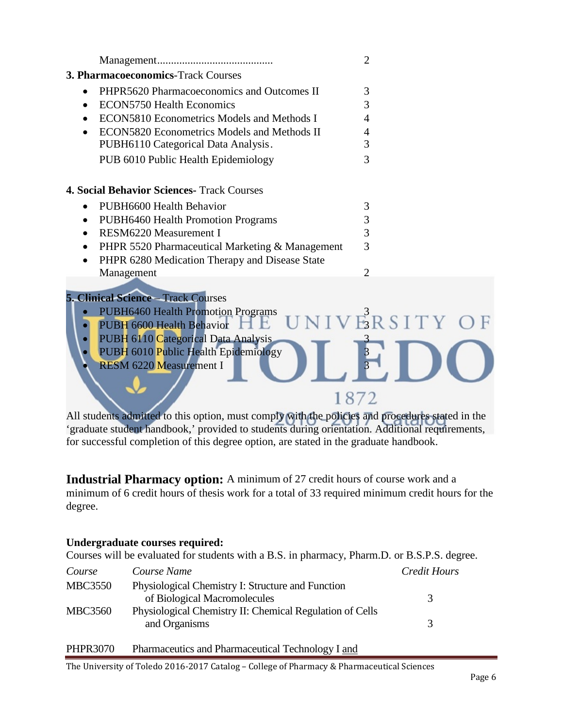Management......................................... 2

**3. Pharmacoeconomics**-Track Courses

- PHPR5620 Pharmacoeconomics and Outcomes II 3
- ECON5750 Health Economics 3
- ECON5810 Econometrics Models and Methods I 4
- ECON5820 Econometrics Models and Methods II 4
  PUBH6110 Categorical Data Analysis. 3
  PUB 6010 Public Health Epidemiology 3

**4. Social Behavior Sciences-** Track Courses

- PUBH6600 Health Behavior 3
- PUBH6460 Health Promotion Programs 3
- RESM6220 Measurement I 3
- PHPR 5520 Pharmaceutical Marketing & Management 3
- PHPR 6280 Medication Therapy and Disease State Management 2

**5. Clinical Science** – Track Courses

- PUBH6460 Health Promotion Programs 3
- PUBH 6600 Health Behavior 3
- PUBH 6110 Categorical Data Analysis 3
- PUBH 6010 Public Health Epidemiology 3
- RESM 6220 Measurement I 3

All students admitted to this option, must comply with the policies and procedures stated in the 'graduate student handbook,' provided to students during orientation. Additional requirements, for successful completion of this degree option, are stated in the graduate handbook.

**Industrial Pharmacy option:** A minimum of 27 credit hours of course work and a minimum of 6 credit hours of thesis work for a total of 33 required minimum credit hours for the degree.

**Undergraduate courses required:**

Courses will be evaluated for students with a B.S. in pharmacy, Pharm.D. or B.S.P.S. degree.

| *Course* | *Course Name* | *Credit Hours* |
|---|---|---|
| MBC3550 | Physiological Chemistry I: Structure and Function of Biological Macromolecules | 3 |
| MBC3560 | Physiological Chemistry II: Chemical Regulation of Cells and Organisms | 3 |
| PHPR3070 | Pharmaceutics and Pharmaceutical Technology I and | |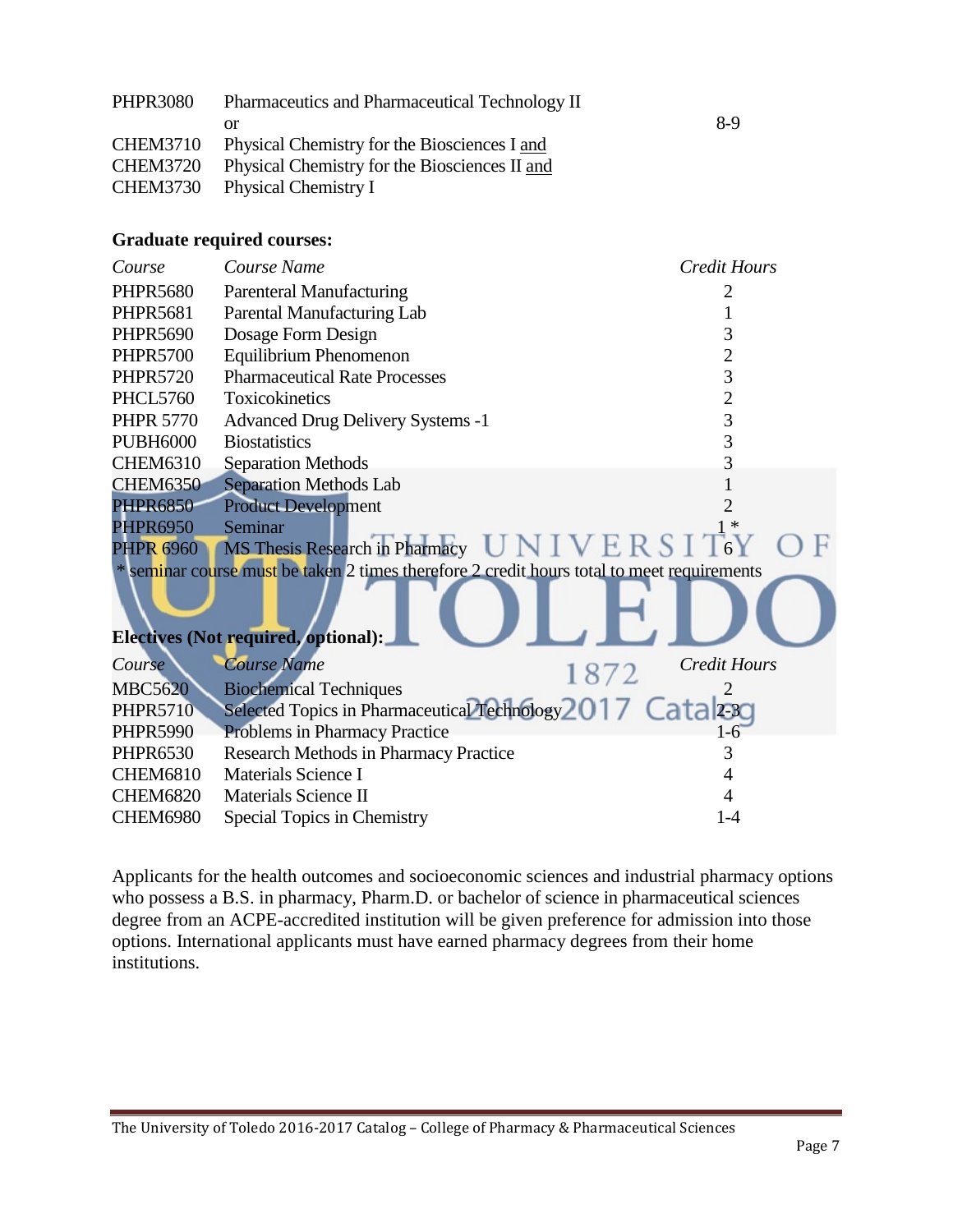| | | |
|---|---|---|
| PHPR3080 | Pharmaceutics and Pharmaceutical Technology II | |
| | or | 8-9 |
| CHEM3710 | Physical Chemistry for the Biosciences I and | |
| CHEM3720 | Physical Chemistry for the Biosciences II and | |
| CHEM3730 | Physical Chemistry I | |

**Graduate required courses:**

| *Course* | *Course Name* | *Credit Hours* |
|---|---|---|
| PHPR5680 | Parenteral Manufacturing | 2 |
| PHPR5681 | Parental Manufacturing Lab | 1 |
| PHPR5690 | Dosage Form Design | 3 |
| PHPR5700 | Equilibrium Phenomenon | 2 |
| PHPR5720 | Pharmaceutical Rate Processes | 3 |
| PHCL5760 | Toxicokinetics | 2 |
| PHPR 5770 | Advanced Drug Delivery Systems -1 | 3 |
| PUBH6000 | Biostatistics | 3 |
| CHEM6310 | Separation Methods | 3 |
| CHEM6350 | Separation Methods Lab | 1 |
| PHPR6850 | Product Development | 2 |
| PHPR6950 | Seminar | 1 * |
| PHPR 6960 | MS Thesis Research in Pharmacy | 6 |

* seminar course must be taken 2 times therefore 2 credit hours total to meet requirements

**Electives (Not required, optional):**

| *Course* | *Course Name* | *Credit Hours* |
|---|---|---|
| MBC5620 | Biochemical Techniques | 2 |
| PHPR5710 | Selected Topics in Pharmaceutical Technology | 2-3 |
| PHPR5990 | Problems in Pharmacy Practice | 1-6 |
| PHPR6530 | Research Methods in Pharmacy Practice | 3 |
| CHEM6810 | Materials Science I | 4 |
| CHEM6820 | Materials Science II | 4 |
| CHEM6980 | Special Topics in Chemistry | 1-4 |

Applicants for the health outcomes and socioeconomic sciences and industrial pharmacy options who possess a B.S. in pharmacy, Pharm.D. or bachelor of science in pharmaceutical sciences degree from an ACPE-accredited institution will be given preference for admission into those options. International applicants must have earned pharmacy degrees from their home institutions.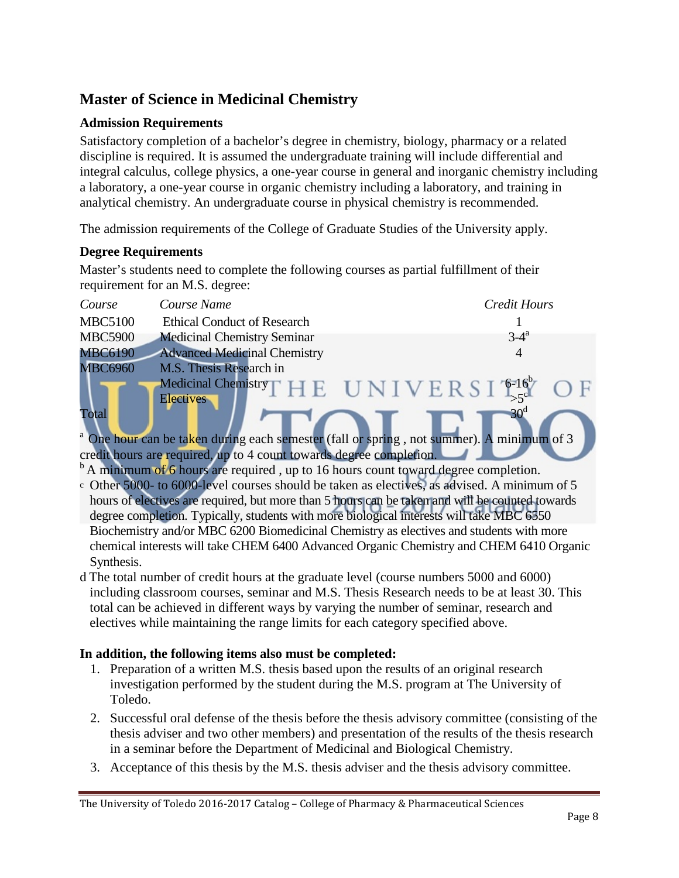## Master of Science in Medicinal Chemistry

### Admission Requirements

Satisfactory completion of a bachelor's degree in chemistry, biology, pharmacy or a related discipline is required. It is assumed the undergraduate training will include differential and integral calculus, college physics, a one-year course in general and inorganic chemistry including a laboratory, a one-year course in organic chemistry including a laboratory, and training in analytical chemistry. An undergraduate course in physical chemistry is recommended.

The admission requirements of the College of Graduate Studies of the University apply.

### Degree Requirements

Master's students need to complete the following courses as partial fulfillment of their requirement for an M.S. degree:

| *Course* | *Course Name* | *Credit Hours* |
|---|---|---|
| MBC5100 | Ethical Conduct of Research | 1 |
| MBC5900 | Medicinal Chemistry Seminar | 3-4[a] |
| MBC6190 | Advanced Medicinal Chemistry | 4 |
| MBC6960 | M.S. Thesis Research in Medicinal Chemistry | 6-16[b] |
| | Electives | >5[c] |
| Total | | 30[d] |

[a] One hour can be taken during each semester (fall or spring , not summer). A minimum of 3 credit hours are required, up to 4 count towards degree completion.

[b] A minimum of 6 hours are required , up to 16 hours count toward degree completion.

[c] Other 5000- to 6000-level courses should be taken as electives, as advised. A minimum of 5 hours of electives are required, but more than 5 hours can be taken and will be counted towards degree completion. Typically, students with more biological interests will take MBC 6550 Biochemistry and/or MBC 6200 Biomedicinal Chemistry as electives and students with more chemical interests will take CHEM 6400 Advanced Organic Chemistry and CHEM 6410 Organic Synthesis.

d The total number of credit hours at the graduate level (course numbers 5000 and 6000) including classroom courses, seminar and M.S. Thesis Research needs to be at least 30. This total can be achieved in different ways by varying the number of seminar, research and electives while maintaining the range limits for each category specified above.

**In addition, the following items also must be completed:**

1. Preparation of a written M.S. thesis based upon the results of an original research investigation performed by the student during the M.S. program at The University of Toledo.
2. Successful oral defense of the thesis before the thesis advisory committee (consisting of the thesis adviser and two other members) and presentation of the results of the thesis research in a seminar before the Department of Medicinal and Biological Chemistry.
3. Acceptance of this thesis by the M.S. thesis adviser and the thesis advisory committee.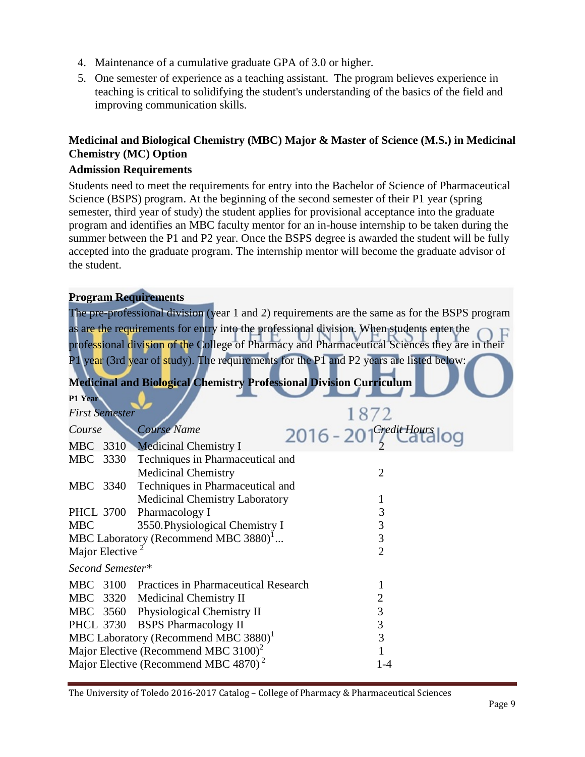4. Maintenance of a cumulative graduate GPA of 3.0 or higher.
5. One semester of experience as a teaching assistant. The program believes experience in teaching is critical to solidifying the student's understanding of the basics of the field and improving communication skills.

### Medicinal and Biological Chemistry (MBC) Major & Master of Science (M.S.) in Medicinal Chemistry (MC) Option

### Admission Requirements

Students need to meet the requirements for entry into the Bachelor of Science of Pharmaceutical Science (BSPS) program. At the beginning of the second semester of their P1 year (spring semester, third year of study) the student applies for provisional acceptance into the graduate program and identifies an MBC faculty mentor for an in-house internship to be taken during the summer between the P1 and P2 year. Once the BSPS degree is awarded the student will be fully accepted into the graduate program. The internship mentor will become the graduate advisor of the student.

### Program Requirements

The pre-professional division (year 1 and 2) requirements are the same as for the BSPS program as are the requirements for entry into the professional division. When students enter the professional division of the College of Pharmacy and Pharmaceutical Sciences they are in their P1 year (3rd year of study). The requirements for the P1 and P2 years are listed below:

### Medicinal and Biological Chemistry Professional Division Curriculum

**P1 Year**

*First Semester*

| *Course* | *Course Name* | *Credit Hours* |
|---|---|---|
| MBC 3310 | Medicinal Chemistry I | 2 |
| MBC 3330 | Techniques in Pharmaceutical and Medicinal Chemistry | 2 |
| MBC 3340 | Techniques in Pharmaceutical and Medicinal Chemistry Laboratory | 1 |
| PHCL 3700 | Pharmacology I | 3 |
| MBC | 3550.Physiological Chemistry I | 3 |
| MBC Laboratory (Recommend MBC 3880)[1]... | | 3 |
| Major Elective [2] | | 2 |

*Second Semester**

| *Course* | *Course Name* | *Credit Hours* |
|---|---|---|
| MBC 3100 | Practices in Pharmaceutical Research | 1 |
| MBC 3320 | Medicinal Chemistry II | 2 |
| MBC 3560 | Physiological Chemistry II | 3 |
| PHCL 3730 | BSPS Pharmacology II | 3 |
| MBC Laboratory (Recommend MBC 3880)[1] | | 3 |
| Major Elective (Recommend MBC 3100)[2] | | 1 |
| Major Elective (Recommend MBC 4870)[2] | | 1-4 |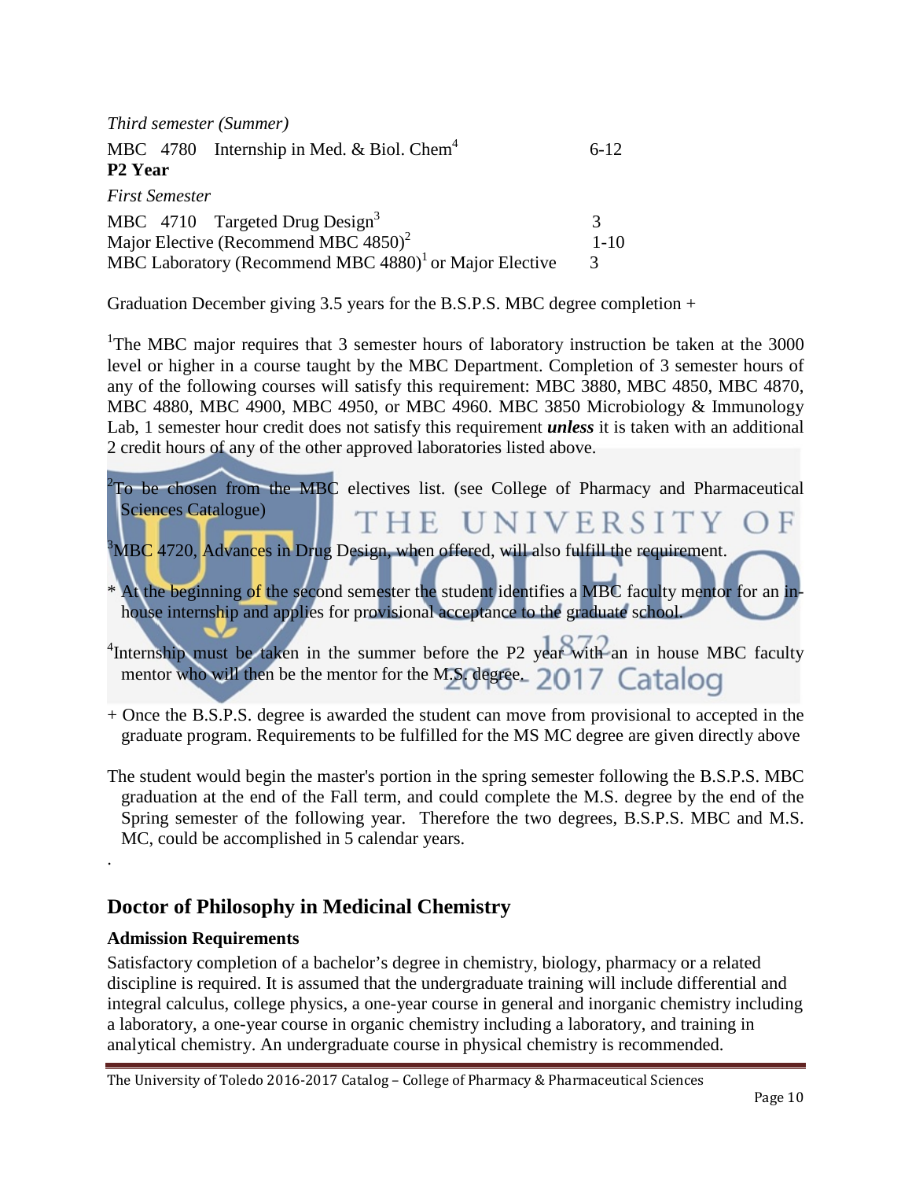*Third semester (Summer)*

| | | |
|---|---|---|
| MBC 4780 | Internship in Med. & Biol. Chem[4] | 6-12 |

**P2 Year**

*First Semester*

| | |
|---|---|
| MBC 4710 Targeted Drug Design[3] | 3 |
| Major Elective (Recommend MBC 4850)[2] | 1-10 |
| MBC Laboratory (Recommend MBC 4880)[1] or Major Elective | 3 |

Graduation December giving 3.5 years for the B.S.P.S. MBC degree completion +

[1]The MBC major requires that 3 semester hours of laboratory instruction be taken at the 3000 level or higher in a course taught by the MBC Department. Completion of 3 semester hours of any of the following courses will satisfy this requirement: MBC 3880, MBC 4850, MBC 4870, MBC 4880, MBC 4900, MBC 4950, or MBC 4960. MBC 3850 Microbiology & Immunology Lab, 1 semester hour credit does not satisfy this requirement ***unless*** it is taken with an additional 2 credit hours of any of the other approved laboratories listed above.

[2]To be chosen from the MBC electives list. (see College of Pharmacy and Pharmaceutical Sciences Catalogue)

[3]MBC 4720, Advances in Drug Design, when offered, will also fulfill the requirement.

* At the beginning of the second semester the student identifies a MBC faculty mentor for an in-house internship and applies for provisional acceptance to the graduate school.

[4]Internship must be taken in the summer before the P2 year with an in house MBC faculty mentor who will then be the mentor for the M.S. degree.

+ Once the B.S.P.S. degree is awarded the student can move from provisional to accepted in the graduate program. Requirements to be fulfilled for the MS MC degree are given directly above

The student would begin the master's portion in the spring semester following the B.S.P.S. MBC graduation at the end of the Fall term, and could complete the M.S. degree by the end of the Spring semester of the following year. Therefore the two degrees, B.S.P.S. MBC and M.S. MC, could be accomplished in 5 calendar years.

.

## Doctor of Philosophy in Medicinal Chemistry

### Admission Requirements

Satisfactory completion of a bachelor's degree in chemistry, biology, pharmacy or a related discipline is required. It is assumed that the undergraduate training will include differential and integral calculus, college physics, a one-year course in general and inorganic chemistry including a laboratory, a one-year course in organic chemistry including a laboratory, and training in analytical chemistry. An undergraduate course in physical chemistry is recommended.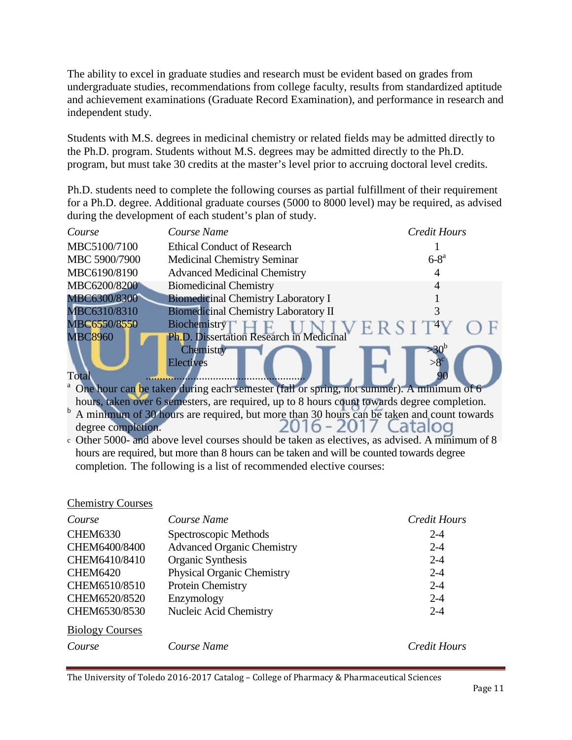The ability to excel in graduate studies and research must be evident based on grades from undergraduate studies, recommendations from college faculty, results from standardized aptitude and achievement examinations (Graduate Record Examination), and performance in research and independent study.

Students with M.S. degrees in medicinal chemistry or related fields may be admitted directly to the Ph.D. program. Students without M.S. degrees may be admitted directly to the Ph.D. program, but must take 30 credits at the master's level prior to accruing doctoral level credits.

Ph.D. students need to complete the following courses as partial fulfillment of their requirement for a Ph.D. degree. Additional graduate courses (5000 to 8000 level) may be required, as advised during the development of each student's plan of study.

| *Course* | *Course Name* | *Credit Hours* |
|---|---|---|
| MBC5100/7100 | Ethical Conduct of Research | 1 |
| MBC 5900/7900 | Medicinal Chemistry Seminar | 6-8[a] |
| MBC6190/8190 | Advanced Medicinal Chemistry | 4 |
| MBC6200/8200 | Biomedicinal Chemistry | 4 |
| MBC6300/8300 | Biomedicinal Chemistry Laboratory I | 1 |
| MBC6310/8310 | Biomedicinal Chemistry Laboratory II | 3 |
| MBC6550/8550 | Biochemistry | 4 |
| MBC8960 | Ph.D. Dissertation Research in Medicinal Chemistry | >30[b] |
| | Electives | >8[c] |
| Total | | 90 |

[a] One hour can be taken during each semester (fall or spring, not summer). A minimum of 6 hours, taken over 6 semesters, are required, up to 8 hours count towards degree completion.

[b] A minimum of 30 hours are required, but more than 30 hours can be taken and count towards degree completion.

[c] Other 5000- and above level courses should be taken as electives, as advised. A minimum of 8 hours are required, but more than 8 hours can be taken and will be counted towards degree completion. The following is a list of recommended elective courses:

Chemistry Courses

| *Course* | *Course Name* | *Credit Hours* |
|---|---|---|
| CHEM6330 | Spectroscopic Methods | 2-4 |
| CHEM6400/8400 | Advanced Organic Chemistry | 2-4 |
| CHEM6410/8410 | Organic Synthesis | 2-4 |
| CHEM6420 | Physical Organic Chemistry | 2-4 |
| CHEM6510/8510 | Protein Chemistry | 2-4 |
| CHEM6520/8520 | Enzymology | 2-4 |
| CHEM6530/8530 | Nucleic Acid Chemistry | 2-4 |

Biology Courses

| *Course* | *Course Name* | *Credit Hours* |
|---|---|---|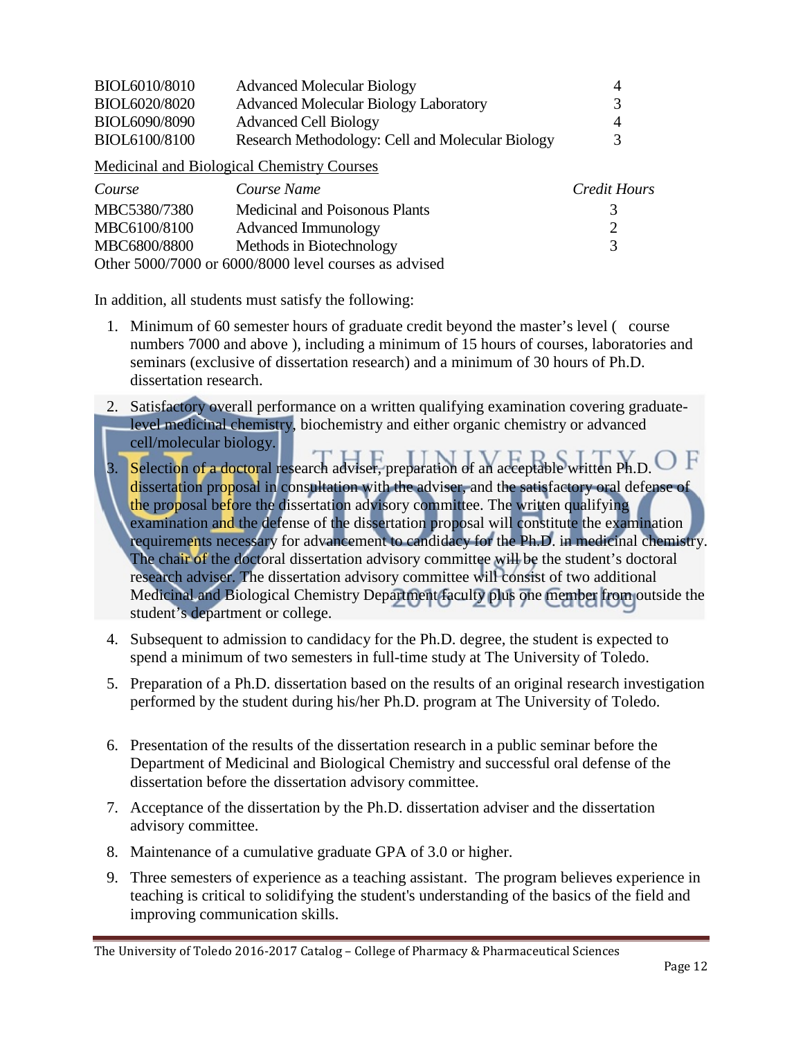| | | |
|---|---|---|
| BIOL6010/8010 | Advanced Molecular Biology | 4 |
| BIOL6020/8020 | Advanced Molecular Biology Laboratory | 3 |
| BIOL6090/8090 | Advanced Cell Biology | 4 |
| BIOL6100/8100 | Research Methodology: Cell and Molecular Biology | 3 |

Medicinal and Biological Chemistry Courses

| *Course* | *Course Name* | *Credit Hours* |
|---|---|---|
| MBC5380/7380 | Medicinal and Poisonous Plants | 3 |
| MBC6100/8100 | Advanced Immunology | 2 |
| MBC6800/8800 | Methods in Biotechnology | 3 |

Other 5000/7000 or 6000/8000 level courses as advised

In addition, all students must satisfy the following:

1. Minimum of 60 semester hours of graduate credit beyond the master's level ( course numbers 7000 and above ), including a minimum of 15 hours of courses, laboratories and seminars (exclusive of dissertation research) and a minimum of 30 hours of Ph.D. dissertation research.
2. Satisfactory overall performance on a written qualifying examination covering graduate-level medicinal chemistry, biochemistry and either organic chemistry or advanced cell/molecular biology.
3. Selection of a doctoral research adviser, preparation of an acceptable written Ph.D. dissertation proposal in consultation with the adviser, and the satisfactory oral defense of the proposal before the dissertation advisory committee. The written qualifying examination and the defense of the dissertation proposal will constitute the examination requirements necessary for advancement to candidacy for the Ph.D. in medicinal chemistry. The chair of the doctoral dissertation advisory committee will be the student's doctoral research adviser. The dissertation advisory committee will consist of two additional Medicinal and Biological Chemistry Department faculty plus one member from outside the student's department or college.
4. Subsequent to admission to candidacy for the Ph.D. degree, the student is expected to spend a minimum of two semesters in full-time study at The University of Toledo.
5. Preparation of a Ph.D. dissertation based on the results of an original research investigation performed by the student during his/her Ph.D. program at The University of Toledo.
6. Presentation of the results of the dissertation research in a public seminar before the Department of Medicinal and Biological Chemistry and successful oral defense of the dissertation before the dissertation advisory committee.
7. Acceptance of the dissertation by the Ph.D. dissertation adviser and the dissertation advisory committee.
8. Maintenance of a cumulative graduate GPA of 3.0 or higher.
9. Three semesters of experience as a teaching assistant. The program believes experience in teaching is critical to solidifying the student's understanding of the basics of the field and improving communication skills.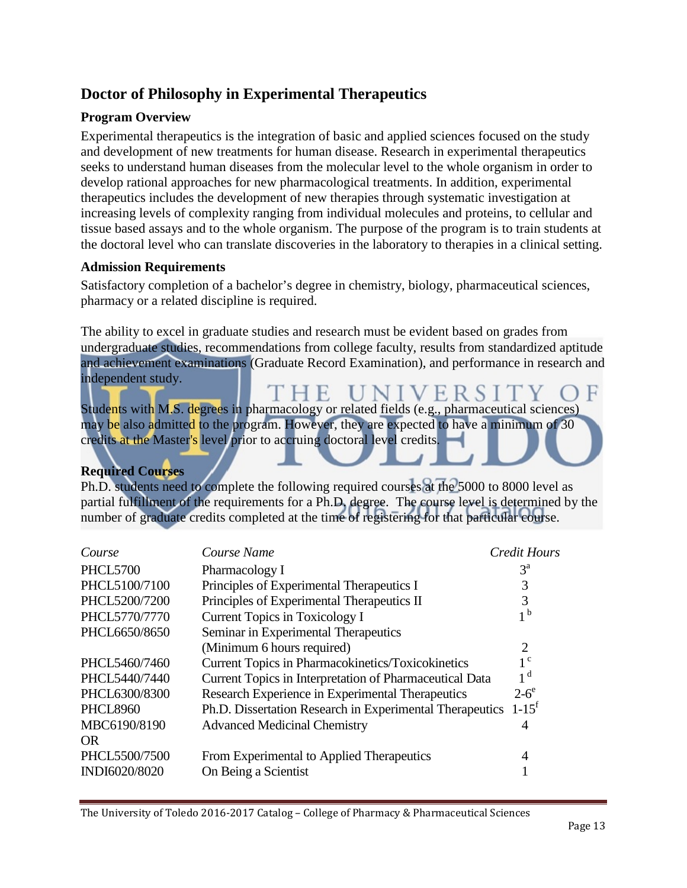## Doctor of Philosophy in Experimental Therapeutics

### Program Overview

Experimental therapeutics is the integration of basic and applied sciences focused on the study and development of new treatments for human disease. Research in experimental therapeutics seeks to understand human diseases from the molecular level to the whole organism in order to develop rational approaches for new pharmacological treatments. In addition, experimental therapeutics includes the development of new therapies through systematic investigation at increasing levels of complexity ranging from individual molecules and proteins, to cellular and tissue based assays and to the whole organism. The purpose of the program is to train students at the doctoral level who can translate discoveries in the laboratory to therapies in a clinical setting.

### Admission Requirements

Satisfactory completion of a bachelor's degree in chemistry, biology, pharmaceutical sciences, pharmacy or a related discipline is required.

The ability to excel in graduate studies and research must be evident based on grades from undergraduate studies, recommendations from college faculty, results from standardized aptitude and achievement examinations (Graduate Record Examination), and performance in research and independent study.

Students with M.S. degrees in pharmacology or related fields (e.g., pharmaceutical sciences) may be also admitted to the program. However, they are expected to have a minimum of 30 credits at the Master's level prior to accruing doctoral level credits.

### Required Courses

Ph.D. students need to complete the following required courses at the 5000 to 8000 level as partial fulfillment of the requirements for a Ph.D. degree. The course level is determined by the number of graduate credits completed at the time of registering for that particular course.

| *Course* | *Course Name* | *Credit Hours* |
|---|---|---|
| PHCL5700 | Pharmacology I | 3[a] |
| PHCL5100/7100 | Principles of Experimental Therapeutics I | 3 |
| PHCL5200/7200 | Principles of Experimental Therapeutics II | 3 |
| PHCL5770/7770 | Current Topics in Toxicology I | 1[b] |
| PHCL6650/8650 | Seminar in Experimental Therapeutics (Minimum 6 hours required) | 2 |
| PHCL5460/7460 | Current Topics in Pharmacokinetics/Toxicokinetics | 1[c] |
| PHCL5440/7440 | Current Topics in Interpretation of Pharmaceutical Data | 1[d] |
| PHCL6300/8300 | Research Experience in Experimental Therapeutics | 2-6[e] |
| PHCL8960 | Ph.D. Dissertation Research in Experimental Therapeutics | 1-15[f] |
| MBC6190/8190 OR | Advanced Medicinal Chemistry | 4 |
| PHCL5500/7500 | From Experimental to Applied Therapeutics | 4 |
| INDI6020/8020 | On Being a Scientist | 1 |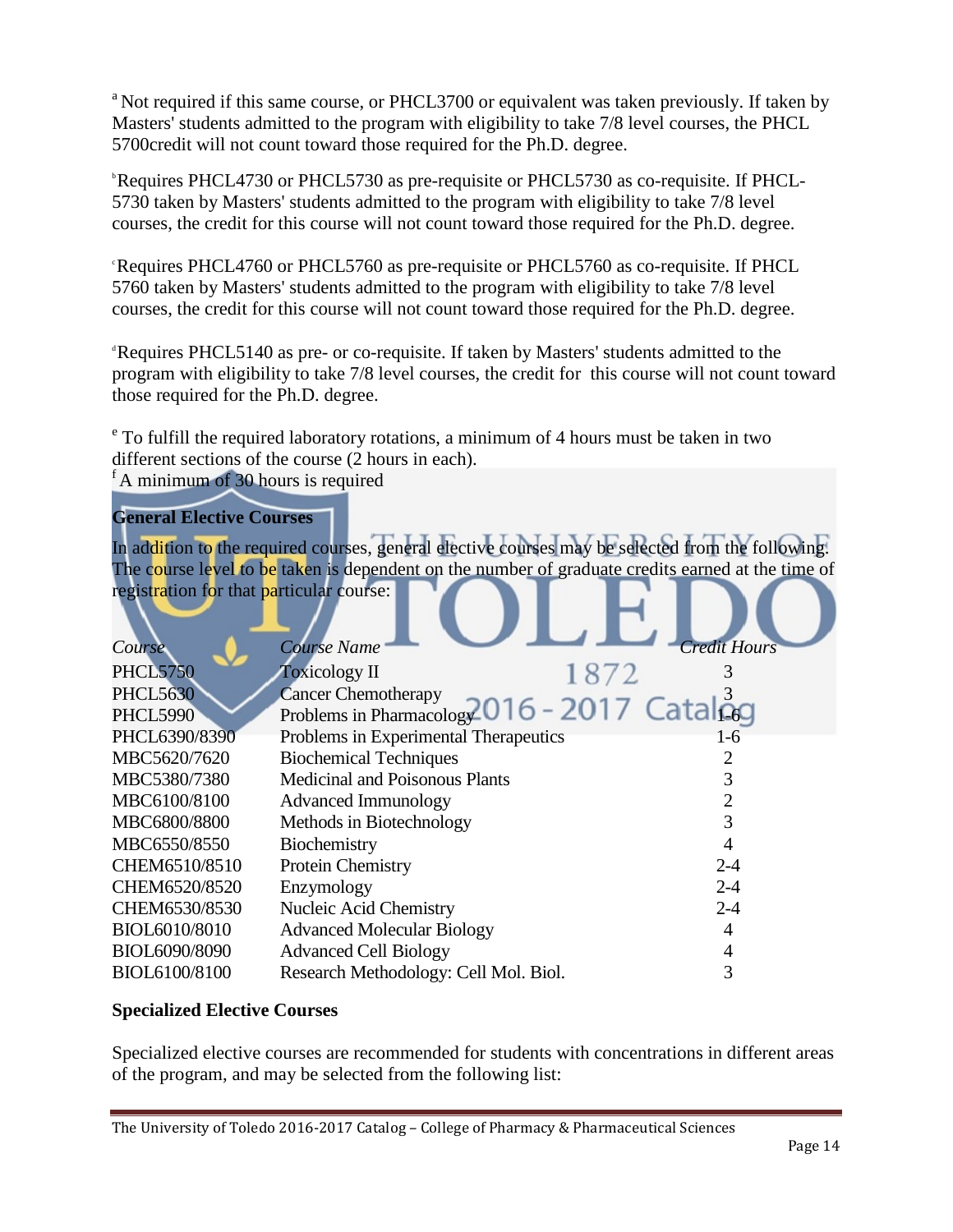[a] Not required if this same course, or PHCL3700 or equivalent was taken previously. If taken by Masters' students admitted to the program with eligibility to take 7/8 level courses, the PHCL 5700credit will not count toward those required for the Ph.D. degree.

[b] Requires PHCL4730 or PHCL5730 as pre-requisite or PHCL5730 as co-requisite. If PHCL-5730 taken by Masters' students admitted to the program with eligibility to take 7/8 level courses, the credit for this course will not count toward those required for the Ph.D. degree.

[c] Requires PHCL4760 or PHCL5760 as pre-requisite or PHCL5760 as co-requisite. If PHCL 5760 taken by Masters' students admitted to the program with eligibility to take 7/8 level courses, the credit for this course will not count toward those required for the Ph.D. degree.

[d] Requires PHCL5140 as pre- or co-requisite. If taken by Masters' students admitted to the program with eligibility to take 7/8 level courses, the credit for this course will not count toward those required for the Ph.D. degree.

[e] To fulfill the required laboratory rotations, a minimum of 4 hours must be taken in two different sections of the course (2 hours in each).

[f] A minimum of 30 hours is required

**General Elective Courses**

In addition to the required courses, general elective courses may be selected from the following. The course level to be taken is dependent on the number of graduate credits earned at the time of registration for that particular course:

| *Course* | *Course Name* | *Credit Hours* |
|---|---|---|
| PHCL5750 | Toxicology II | 3 |
| PHCL5630 | Cancer Chemotherapy | 3 |
| PHCL5990 | Problems in Pharmacology | 1-6 |
| PHCL6390/8390 | Problems in Experimental Therapeutics | 1-6 |
| MBC5620/7620 | Biochemical Techniques | 2 |
| MBC5380/7380 | Medicinal and Poisonous Plants | 3 |
| MBC6100/8100 | Advanced Immunology | 2 |
| MBC6800/8800 | Methods in Biotechnology | 3 |
| MBC6550/8550 | Biochemistry | 4 |
| CHEM6510/8510 | Protein Chemistry | 2-4 |
| CHEM6520/8520 | Enzymology | 2-4 |
| CHEM6530/8530 | Nucleic Acid Chemistry | 2-4 |
| BIOL6010/8010 | Advanced Molecular Biology | 4 |
| BIOL6090/8090 | Advanced Cell Biology | 4 |
| BIOL6100/8100 | Research Methodology: Cell Mol. Biol. | 3 |

**Specialized Elective Courses**

Specialized elective courses are recommended for students with concentrations in different areas of the program, and may be selected from the following list: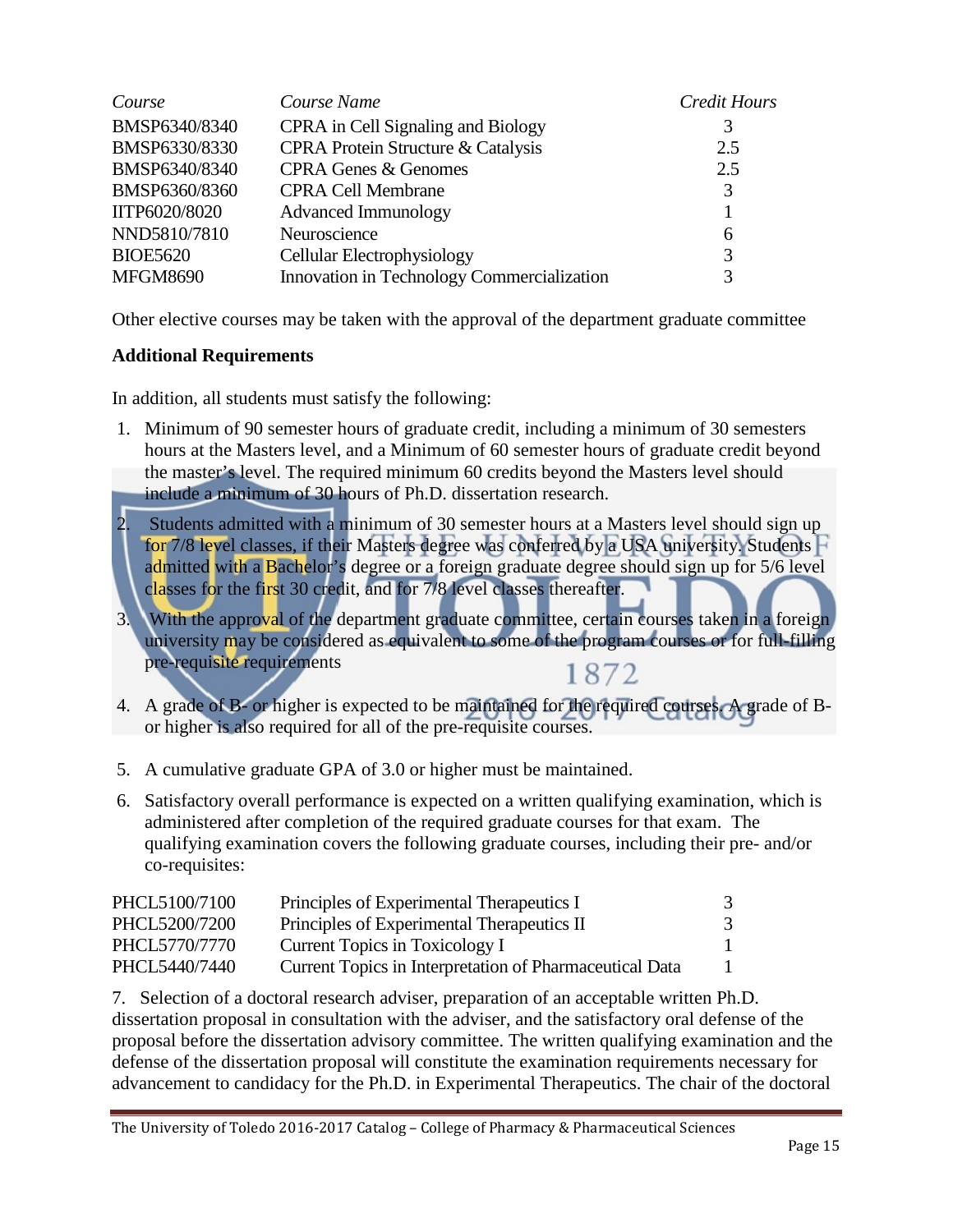| Course | Course Name | Credit Hours |
|---|---|---|
| BMSP6340/8340 | CPRA in Cell Signaling and Biology | 3 |
| BMSP6330/8330 | CPRA Protein Structure & Catalysis | 2.5 |
| BMSP6340/8340 | CPRA Genes & Genomes | 2.5 |
| BMSP6360/8360 | CPRA Cell Membrane | 3 |
| IITP6020/8020 | Advanced Immunology | 1 |
| NND5810/7810 | Neuroscience | 6 |
| BIOE5620 | Cellular Electrophysiology | 3 |
| MFGM8690 | Innovation in Technology Commercialization | 3 |

Other elective courses may be taken with the approval of the department graduate committee

**Additional Requirements**

In addition, all students must satisfy the following:

1. Minimum of 90 semester hours of graduate credit, including a minimum of 30 semesters hours at the Masters level, and a Minimum of 60 semester hours of graduate credit beyond the master's level. The required minimum 60 credits beyond the Masters level should include a minimum of 30 hours of Ph.D. dissertation research.
2. Students admitted with a minimum of 30 semester hours at a Masters level should sign up for 7/8 level classes, if their Masters degree was conferred by a USA university. Students admitted with a Bachelor's degree or a foreign graduate degree should sign up for 5/6 level classes for the first 30 credit, and for 7/8 level classes thereafter.
3. With the approval of the department graduate committee, certain courses taken in a foreign university may be considered as equivalent to some of the program courses or for full-filling pre-requisite requirements
4. A grade of B- or higher is expected to be maintained for the required courses. A grade of B- or higher is also required for all of the pre-requisite courses.
5. A cumulative graduate GPA of 3.0 or higher must be maintained.
6. Satisfactory overall performance is expected on a written qualifying examination, which is administered after completion of the required graduate courses for that exam. The qualifying examination covers the following graduate courses, including their pre- and/or co-requisites:

| | | |
|---|---|---|
| PHCL5100/7100 | Principles of Experimental Therapeutics I | 3 |
| PHCL5200/7200 | Principles of Experimental Therapeutics II | 3 |
| PHCL5770/7770 | Current Topics in Toxicology I | 1 |
| PHCL5440/7440 | Current Topics in Interpretation of Pharmaceutical Data | 1 |

7. Selection of a doctoral research adviser, preparation of an acceptable written Ph.D. dissertation proposal in consultation with the adviser, and the satisfactory oral defense of the proposal before the dissertation advisory committee. The written qualifying examination and the defense of the dissertation proposal will constitute the examination requirements necessary for advancement to candidacy for the Ph.D. in Experimental Therapeutics. The chair of the doctoral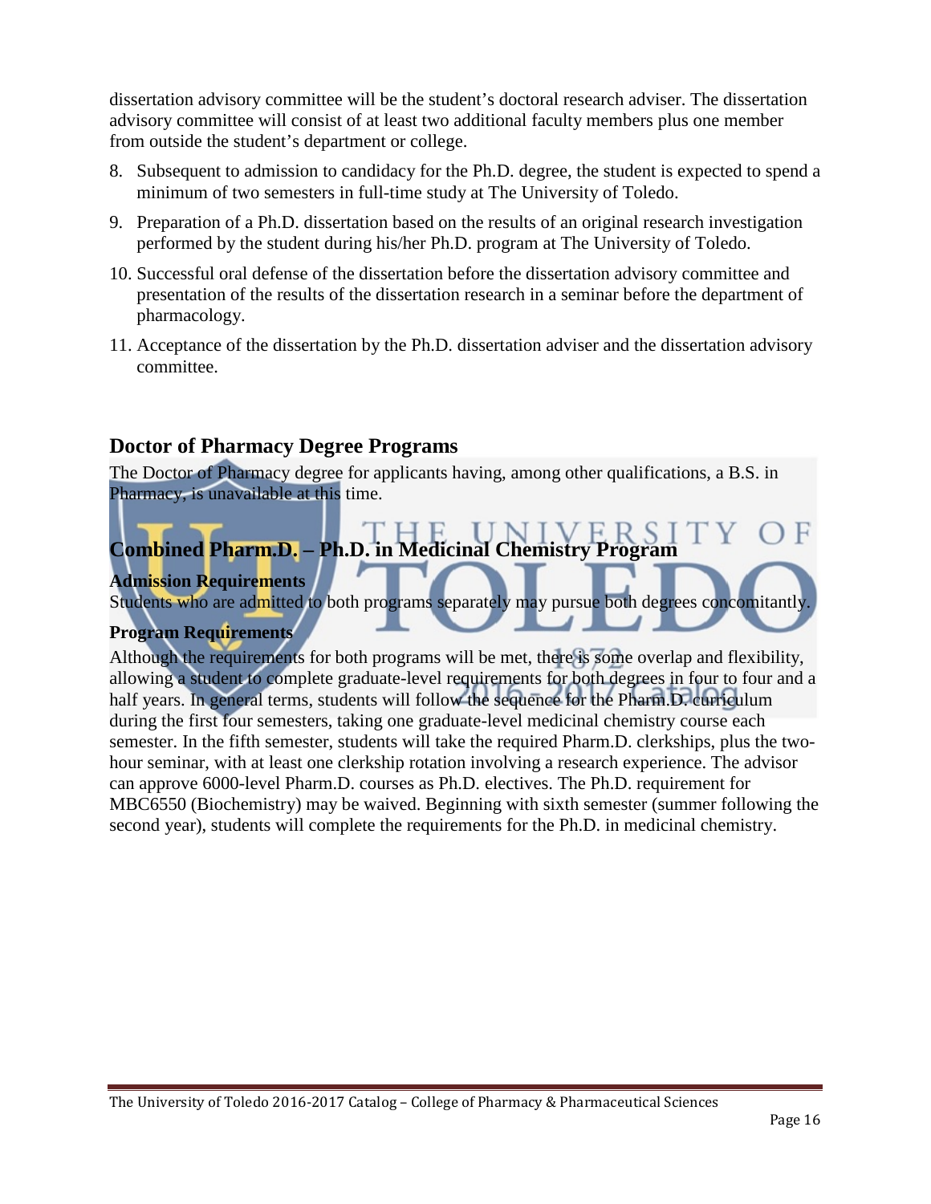dissertation advisory committee will be the student's doctoral research adviser. The dissertation advisory committee will consist of at least two additional faculty members plus one member from outside the student's department or college.

8. Subsequent to admission to candidacy for the Ph.D. degree, the student is expected to spend a minimum of two semesters in full-time study at The University of Toledo.
9. Preparation of a Ph.D. dissertation based on the results of an original research investigation performed by the student during his/her Ph.D. program at The University of Toledo.
10. Successful oral defense of the dissertation before the dissertation advisory committee and presentation of the results of the dissertation research in a seminar before the department of pharmacology.
11. Acceptance of the dissertation by the Ph.D. dissertation adviser and the dissertation advisory committee.

## Doctor of Pharmacy Degree Programs

The Doctor of Pharmacy degree for applicants having, among other qualifications, a B.S. in Pharmacy, is unavailable at this time.

## Combined Pharm.D. – Ph.D. in Medicinal Chemistry Program

### Admission Requirements

Students who are admitted to both programs separately may pursue both degrees concomitantly.

### Program Requirements

Although the requirements for both programs will be met, there is some overlap and flexibility, allowing a student to complete graduate-level requirements for both degrees in four to four and a half years. In general terms, students will follow the sequence for the Pharm.D. curriculum during the first four semesters, taking one graduate-level medicinal chemistry course each semester. In the fifth semester, students will take the required Pharm.D. clerkships, plus the two-hour seminar, with at least one clerkship rotation involving a research experience. The advisor can approve 6000-level Pharm.D. courses as Ph.D. electives. The Ph.D. requirement for MBC6550 (Biochemistry) may be waived. Beginning with sixth semester (summer following the second year), students will complete the requirements for the Ph.D. in medicinal chemistry.